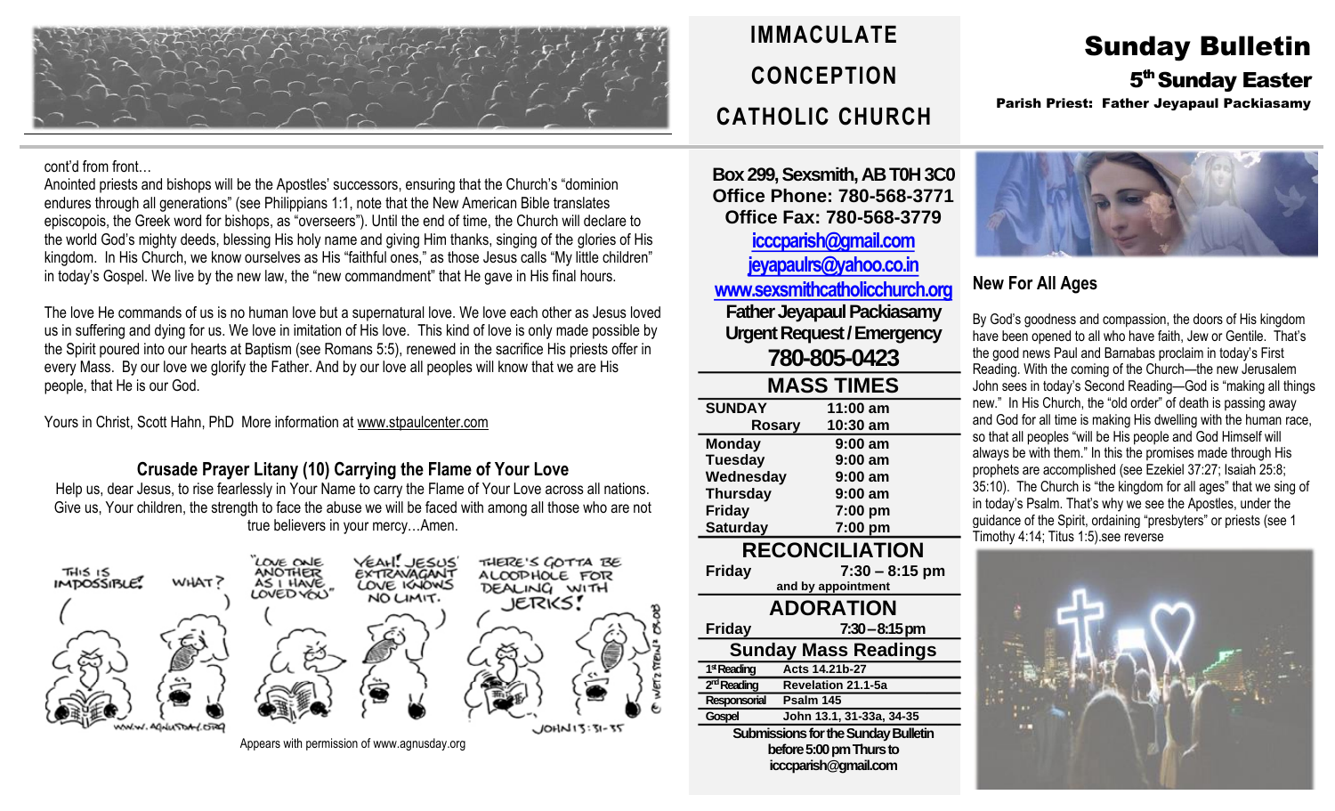# IMMACULATE CONCEPTION CATHOLIC CHURCH

# Sunday Bulletin

## 5th Sunday Easter

**Parish Priest: Father Jeyapaul Packiasamy**

cont'd from front…

Anointed priests and bishops will be the Apostles' successors, ensuring that the Church's "dominion endures through all generations" (see Philippians 1:1, note that the New American Bible translates episcopois, the Greek word for bishops, as "overseers"). Until the end of time, the Church will declare to the world God's mighty deeds, blessing His holy name and giving Him thanks, singing of the glories of His kingdom. In His Church, we know ourselves as His "faithful ones," as those Jesus calls "My little children" in today's Gospel. We live by the new law, the "new commandment" that He gave in His final hours.

The love He commands of us is no human love but a supernatural love. We love each other as Jesus loved us in suffering and dying for us. We love in imitation of His love. This kind of love is only made possible by the Spirit poured into our hearts at Baptism (see Romans 5:5), renewed in the sacrifice His priests offer in every Mass. By our love we glorify the Father. And by our love all peoples will know that we are His people, that He is our God.

Yours in Christ, Scott Hahn, PhD More information at www.stpaulcenter.com

### Crusade Prayer Litany (10) Carrying the Flame of Your Love

Help us, dear Jesus, to rise fearlessly in Your Name to carry the Flame of Your Love across all nations. Give us, Your children, the strength to face the abuse we will be faced with among all those who are not true believers in your mercy…Amen.

Appears with permission of www.agnusday.org

**Box 299, Sexsmith, AB T0H 3C0**
**Office Phone: 780-568-3771**
**Office Fax: 780-568-3779**
**icccparish@gmail.com**
**jeyapaulrs@yahoo.co.in**
**www.sexsmithcatholicchurch.org**
**Father Jeyapaul Packiasamy**
**Urgent Request / Emergency**
**780-805-0423**

### MASS TIMES

| | |
|---|---|
| **SUNDAY** | **11:00 am** |
| **Rosary** | **10:30 am** |
| **Monday** | **9:00 am** |
| **Tuesday** | **9:00 am** |
| **Wednesday** | **9:00 am** |
| **Thursday** | **9:00 am** |
| **Friday** | **7:00 pm** |
| **Saturday** | **7:00 pm** |

### RECONCILIATION

**Friday** **7:30 – 8:15 pm**
and by appointment

### ADORATION

**Friday** **7:30 – 8:15 pm**

### Sunday Mass Readings

| | |
|---|---|
| 1st Reading | Acts 14.21b-27 |
| 2nd Reading | Revelation 21.1-5a |
| Responsorial | Psalm 145 |
| Gospel | John 13.1, 31-33a, 34-35 |

**Submissions for the Sunday Bulletin before 5:00 pm Thurs to icccparish@gmail.com**

### New For All Ages

By God's goodness and compassion, the doors of His kingdom have been opened to all who have faith, Jew or Gentile. That's the good news Paul and Barnabas proclaim in today's First Reading. With the coming of the Church—the new Jerusalem John sees in today's Second Reading—God is "making all things new." In His Church, the "old order" of death is passing away and God for all time is making His dwelling with the human race, so that all peoples "will be His people and God Himself will always be with them." In this the promises made through His prophets are accomplished (see Ezekiel 37:27; Isaiah 25:8; 35:10). The Church is "the kingdom for all ages" that we sing of in today's Psalm. That's why we see the Apostles, under the guidance of the Spirit, ordaining "presbyters" or priests (see 1 Timothy 4:14; Titus 1:5).see reverse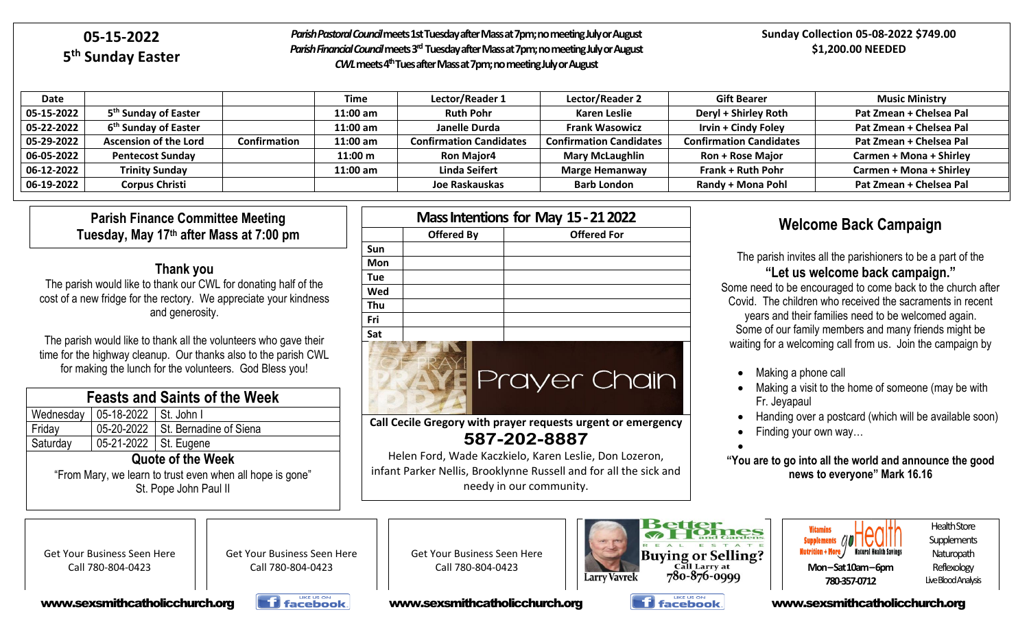**05-15-2022**
**5th Sunday Easter**

*Parish Pastoral Council* meets 1st Tuesday after Mass at 7pm; no meeting July or August
*Parish Financial Council* meets 3rd Tuesday after Mass at 7pm; no meeting July or August
*CWL* meets 4th Tues after Mass at 7pm; no meeting July or August

**Sunday Collection 05-08-2022 $749.00**
**$1,200.00 NEEDED**

| Date | | | Time | Lector/Reader 1 | Lector/Reader 2 | Gift Bearer | Music Ministry |
|---|---|---|---|---|---|---|---|
| 05-15-2022 | 5th Sunday of Easter | | 11:00 am | Ruth Pohr | Karen Leslie | Deryl + Shirley Roth | Pat Zmean + Chelsea Pal |
| 05-22-2022 | 6th Sunday of Easter | | 11:00 am | Janelle Durda | Frank Wasowicz | Irvin + Cindy Foley | Pat Zmean + Chelsea Pal |
| 05-29-2022 | Ascension of the Lord | Confirmation | 11:00 am | Confirmation Candidates | Confirmation Candidates | Confirmation Candidates | Pat Zmean + Chelsea Pal |
| 06-05-2022 | Pentecost Sunday | | 11:00 m | Ron Major4 | Mary McLaughlin | Ron + Rose Major | Carmen + Mona + Shirley |
| 06-12-2022 | Trinity Sunday | | 11:00 am | Linda Seifert | Marge Hemanway | Frank + Ruth Pohr | Carmen + Mona + Shirley |
| 06-19-2022 | Corpus Christi | | | Joe Raskauskas | Barb London | Randy + Mona Pohl | Pat Zmean + Chelsea Pal |

## Parish Finance Committee Meeting
**Tuesday, May 17th after Mass at 7:00 pm**

### Thank you

The parish would like to thank our CWL for donating half of the cost of a new fridge for the rectory. We appreciate your kindness and generosity.

The parish would like to thank all the volunteers who gave their time for the highway cleanup. Our thanks also to the parish CWL for making the lunch for the volunteers. God Bless you!

| Feasts and Saints of the Week | | |
|---|---|---|
| Wednesday | 05-18-2022 | St. John I |
| Friday | 05-20-2022 | St. Bernadine of Siena |
| Saturday | 05-21-2022 | St. Eugene |

**Quote of the Week**

"From Mary, we learn to trust even when all hope is gone"
St. Pope John Paul II

## Mass Intentions for May 15 - 21 2022

| | Offered By | Offered For |
|---|---|---|
| Sun | | |
| Mon | | |
| Tue | | |
| Wed | | |
| Thu | | |
| Fri | | |
| Sat | | |

## Prayer Chain

**Call Cecile Gregory with prayer requests urgent or emergency**
**587-202-8887**

Helen Ford, Wade Kaczkielo, Karen Leslie, Don Lozeron, infant Parker Nellis, Brooklynne Russell and for all the sick and needy in our community.

## Welcome Back Campaign

The parish invites all the parishioners to be a part of the
**"Let us welcome back campaign."**
Some need to be encouraged to come back to the church after Covid. The children who received the sacraments in recent years and their families need to be welcomed again. Some of our family members and many friends might be waiting for a welcoming call from us. Join the campaign by

- Making a phone call
- Making a visit to the home of someone (may be with Fr. Jeyapaul
- Handing over a postcard (which will be available soon)
- Finding your own way…

**"You are to go into all the world and announce the good news to everyone" Mark 16.16**

Get Your Business Seen Here
Call 780-804-0423

Get Your Business Seen Here
Call 780-804-0423

Get Your Business Seen Here
Call 780-804-0423

Better Homes and Gardens Real Estate
Buying or Selling? Call Larry at 780-876-0999
Larry Vavrek

Vitamins, Supplements, Nutrition + More — go Health — Natural Health Savings
Mon – Sat 10am – 6pm
780-357-0712
Health Store, Supplements, Naturopath, Reflexology, Live Blood Analysis

www.sexsmithcatholicchurch.org